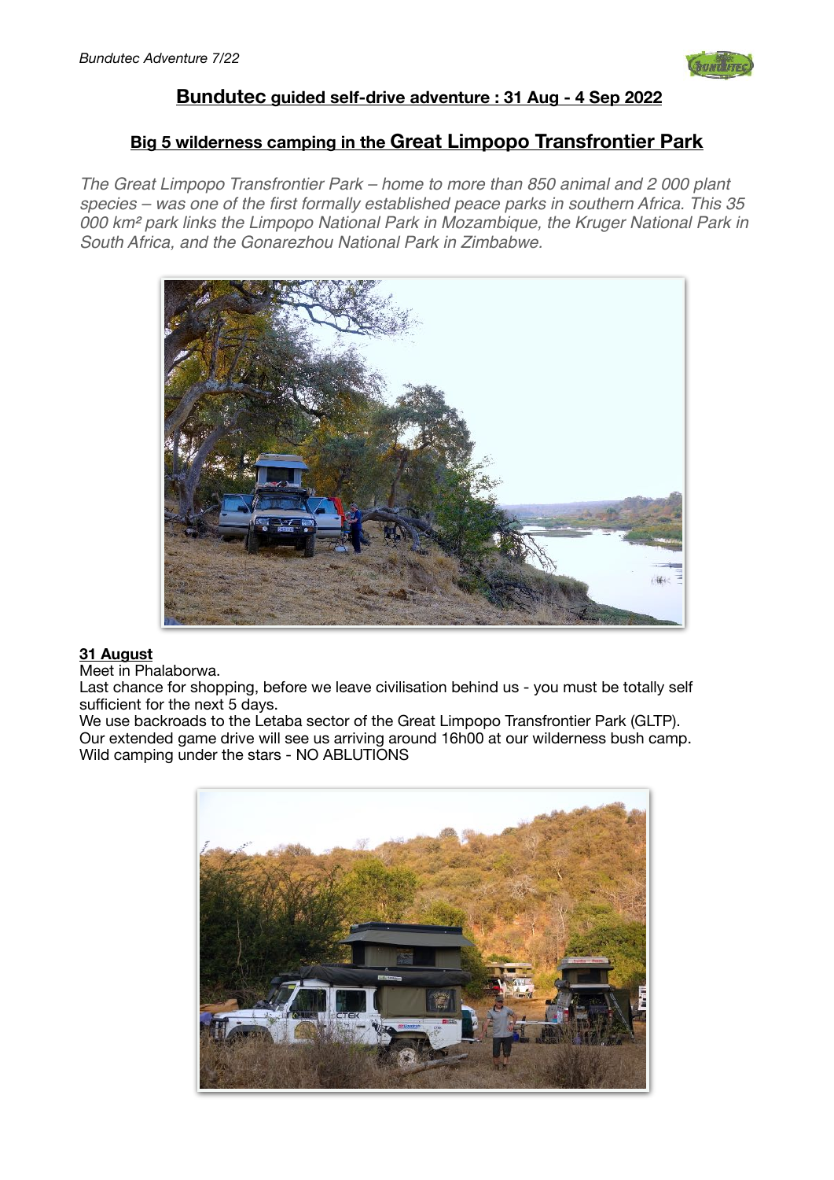## Bundutec guided self-drive adventure : 31 Aug - 4 Sep 2022

### Big 5 wilderness camping in the Great Limpopo Transfrontier Park

*The Great Limpopo Transfrontier Park – home to more than 850 animal and 2 000 plant species – was one of the first formally established peace parks in southern Africa. This 35 000 km² park links the Limpopo National Park in Mozambique, the Kruger National Park in South Africa, and the Gonarezhou National Park in Zimbabwe.*

**31 August**

Meet in Phalaborwa.
Last chance for shopping, before we leave civilisation behind us - you must be totally self sufficient for the next 5 days.
We use backroads to the Letaba sector of the Great Limpopo Transfrontier Park (GLTP).
Our extended game drive will see us arriving around 16h00 at our wilderness bush camp.
Wild camping under the stars - NO ABLUTIONS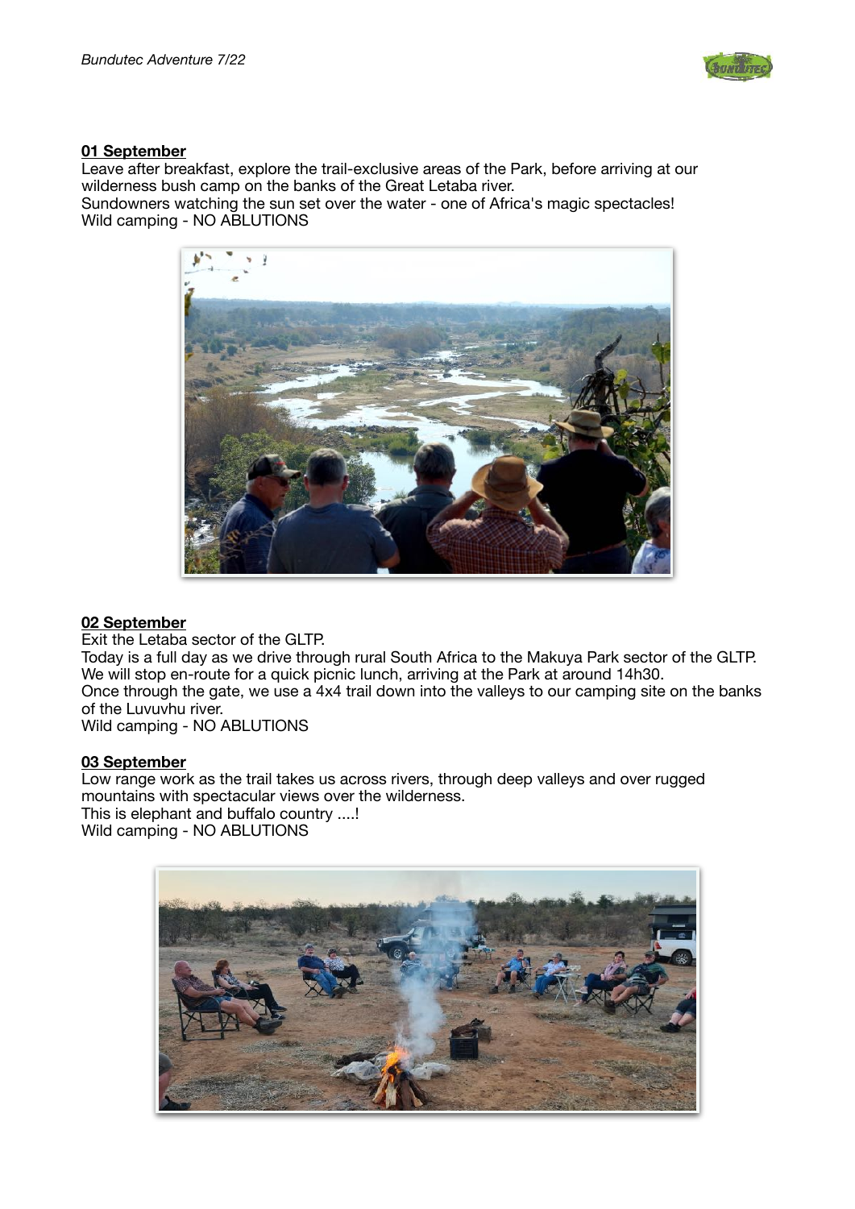**01 September**

Leave after breakfast, explore the trail-exclusive areas of the Park, before arriving at our wilderness bush camp on the banks of the Great Letaba river.
Sundowners watching the sun set over the water - one of Africa's magic spectacles!
Wild camping - NO ABLUTIONS

**02 September**

Exit the Letaba sector of the GLTP.
Today is a full day as we drive through rural South Africa to the Makuya Park sector of the GLTP. We will stop en-route for a quick picnic lunch, arriving at the Park at around 14h30.
Once through the gate, we use a 4x4 trail down into the valleys to our camping site on the banks of the Luvuvhu river.
Wild camping - NO ABLUTIONS

**03 September**

Low range work as the trail takes us across rivers, through deep valleys and over rugged mountains with spectacular views over the wilderness.
This is elephant and buffalo country ....!
Wild camping - NO ABLUTIONS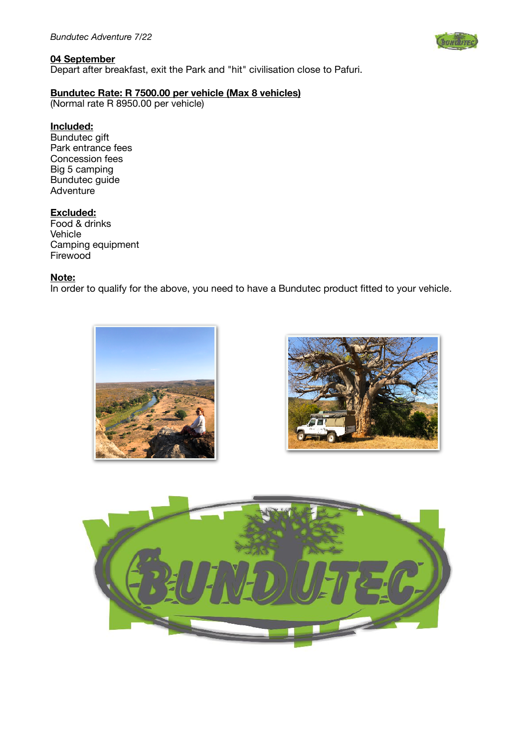**04 September**
Depart after breakfast, exit the Park and "hit" civilisation close to Pafuri.

**Bundutec Rate: R 7500.00 per vehicle (Max 8 vehicles)**
(Normal rate R 8950.00 per vehicle)

**Included:**
Bundutec gift
Park entrance fees
Concession fees
Big 5 camping
Bundutec guide
Adventure

**Excluded:**
Food & drinks
Vehicle
Camping equipment
Firewood

**Note:**
In order to qualify for the above, you need to have a Bundutec product fitted to your vehicle.